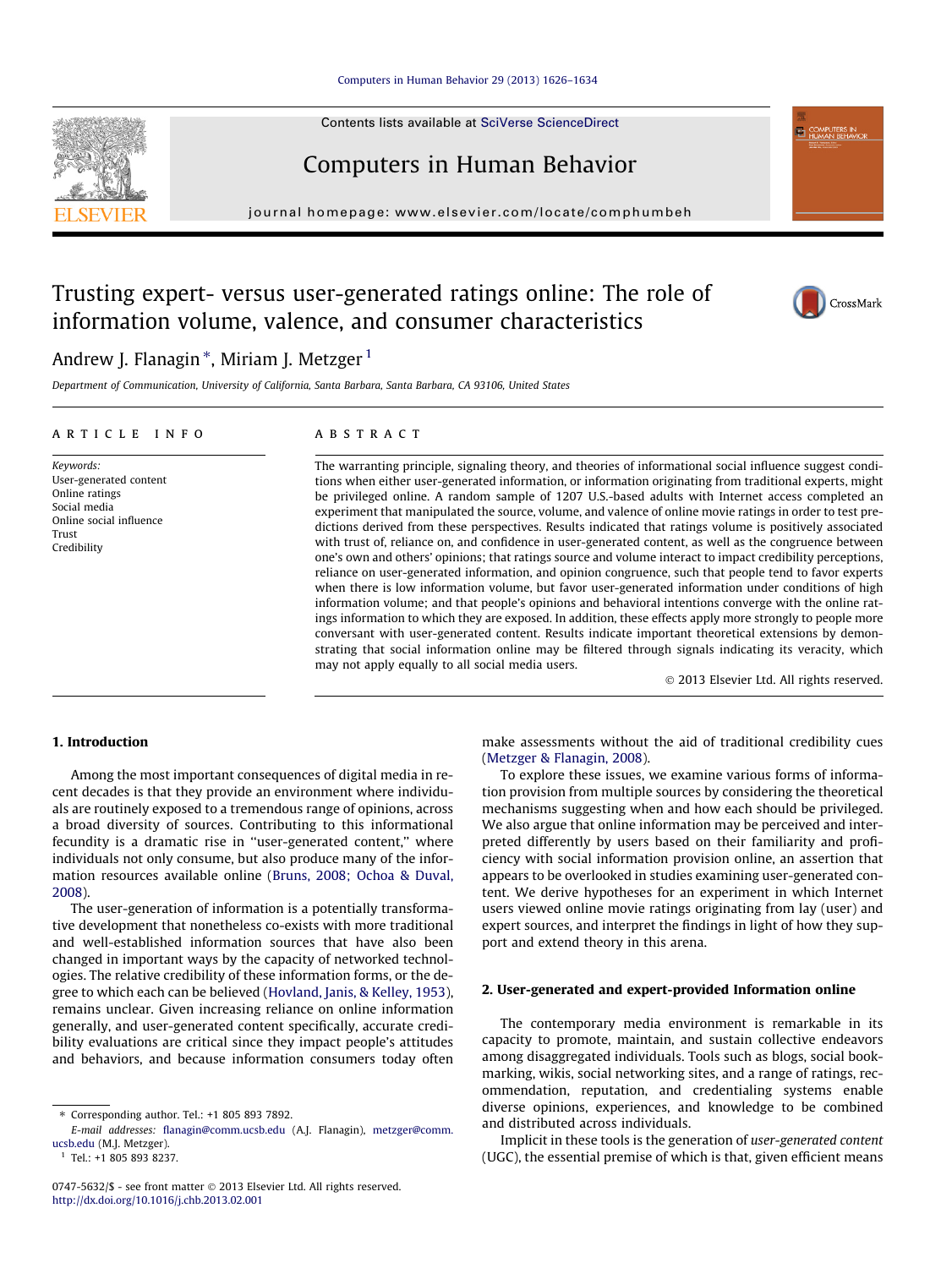# Trusting expert- versus user-generated ratings online: The role of information volume, valence, and consumer characteristics

Andrew J. Flanagin *, Miriam J. Metzger [1]

*Department of Communication, University of California, Santa Barbara, Santa Barbara, CA 93106, United States*

**ARTICLE INFO**

*Keywords:*
User-generated content
Online ratings
Social media
Online social influence
Trust
Credibility

**ABSTRACT**

The warranting principle, signaling theory, and theories of informational social influence suggest conditions when either user-generated information, or information originating from traditional experts, might be privileged online. A random sample of 1207 U.S.-based adults with Internet access completed an experiment that manipulated the source, volume, and valence of online movie ratings in order to test predictions derived from these perspectives. Results indicated that ratings volume is positively associated with trust of, reliance on, and confidence in user-generated content, as well as the congruence between one's own and others' opinions; that ratings source and volume interact to impact credibility perceptions, reliance on user-generated information, and opinion congruence, such that people tend to favor experts when there is low information volume, but favor user-generated information under conditions of high information volume; and that people's opinions and behavioral intentions converge with the online ratings information to which they are exposed. In addition, these effects apply more strongly to people more conversant with user-generated content. Results indicate important theoretical extensions by demonstrating that social information online may be filtered through signals indicating its veracity, which may not apply equally to all social media users.

© 2013 Elsevier Ltd. All rights reserved.

## 1. Introduction

Among the most important consequences of digital media in recent decades is that they provide an environment where individuals are routinely exposed to a tremendous range of opinions, across a broad diversity of sources. Contributing to this informational fecundity is a dramatic rise in "user-generated content," where individuals not only consume, but also produce many of the information resources available online (Bruns, 2008; Ochoa & Duval, 2008).

The user-generation of information is a potentially transformative development that nonetheless co-exists with more traditional and well-established information sources that have also been changed in important ways by the capacity of networked technologies. The relative credibility of these information forms, or the degree to which each can be believed (Hovland, Janis, & Kelley, 1953), remains unclear. Given increasing reliance on online information generally, and user-generated content specifically, accurate credibility evaluations are critical since they impact people's attitudes and behaviors, and because information consumers today often make assessments without the aid of traditional credibility cues (Metzger & Flanagin, 2008).

To explore these issues, we examine various forms of information provision from multiple sources by considering the theoretical mechanisms suggesting when and how each should be privileged. We also argue that online information may be perceived and interpreted differently by users based on their familiarity and proficiency with social information provision online, an assertion that appears to be overlooked in studies examining user-generated content. We derive hypotheses for an experiment in which Internet users viewed online movie ratings originating from lay (user) and expert sources, and interpret the findings in light of how they support and extend theory in this arena.

## 2. User-generated and expert-provided Information online

The contemporary media environment is remarkable in its capacity to promote, maintain, and sustain collective endeavors among disaggregated individuals. Tools such as blogs, social bookmarking, wikis, social networking sites, and a range of ratings, recommendation, reputation, and credentialing systems enable diverse opinions, experiences, and knowledge to be combined and distributed across individuals.

Implicit in these tools is the generation of *user-generated content* (UGC), the essential premise of which is that, given efficient means

---

* Corresponding author. Tel.: +1 805 893 7892.
*E-mail addresses:* flanagin@comm.ucsb.edu (A.J. Flanagin), metzger@comm.ucsb.edu (M.J. Metzger).
[1] Tel.: +1 805 893 8237.

0747-5632/$ - see front matter © 2013 Elsevier Ltd. All rights reserved.
http://dx.doi.org/10.1016/j.chb.2013.02.001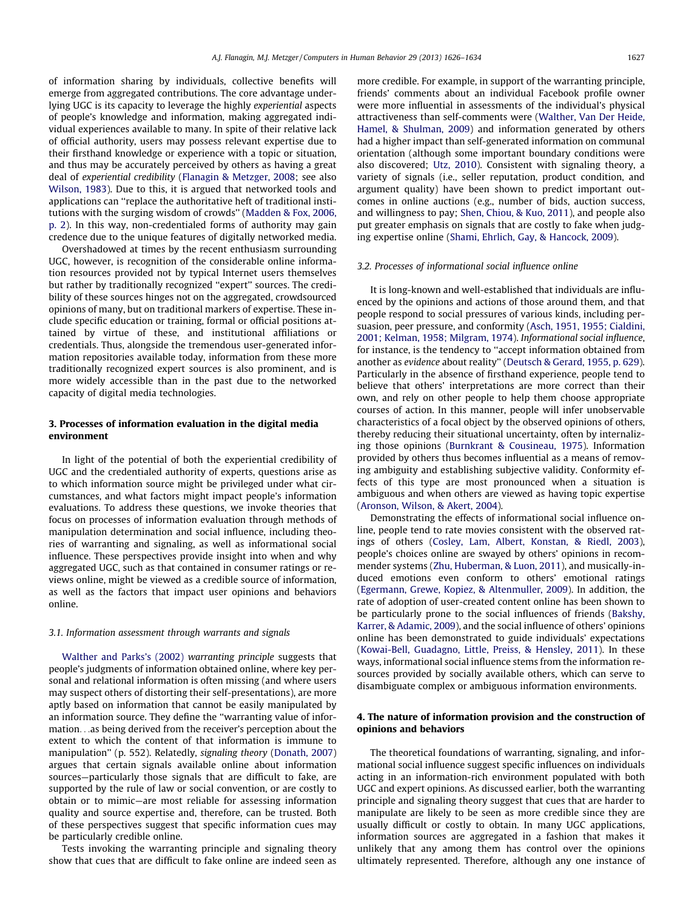of information sharing by individuals, collective benefits will emerge from aggregated contributions. The core advantage underlying UGC is its capacity to leverage the highly *experiential* aspects of people's knowledge and information, making aggregated individual experiences available to many. In spite of their relative lack of official authority, users may possess relevant expertise due to their firsthand knowledge or experience with a topic or situation, and thus may be accurately perceived by others as having a great deal of *experiential credibility* (Flanagin & Metzger, 2008; see also Wilson, 1983). Due to this, it is argued that networked tools and applications can ''replace the authoritative heft of traditional institutions with the surging wisdom of crowds'' (Madden & Fox, 2006, p. 2). In this way, non-credentialed forms of authority may gain credence due to the unique features of digitally networked media.

Overshadowed at times by the recent enthusiasm surrounding UGC, however, is recognition of the considerable online information resources provided not by typical Internet users themselves but rather by traditionally recognized ''expert'' sources. The credibility of these sources hinges not on the aggregated, crowdsourced opinions of many, but on traditional markers of expertise. These include specific education or training, formal or official positions attained by virtue of these, and institutional affiliations or credentials. Thus, alongside the tremendous user-generated information repositories available today, information from these more traditionally recognized expert sources is also prominent, and is more widely accessible than in the past due to the networked capacity of digital media technologies.

## 3. Processes of information evaluation in the digital media environment

In light of the potential of both the experiential credibility of UGC and the credentialed authority of experts, questions arise as to which information source might be privileged under what circumstances, and what factors might impact people's information evaluations. To address these questions, we invoke theories that focus on processes of information evaluation through methods of manipulation determination and social influence, including theories of warranting and signaling, as well as informational social influence. These perspectives provide insight into when and why aggregated UGC, such as that contained in consumer ratings or reviews online, might be viewed as a credible source of information, as well as the factors that impact user opinions and behaviors online.

### 3.1. Information assessment through warrants and signals

Walther and Parks's (2002) *warranting principle* suggests that people's judgments of information obtained online, where key personal and relational information is often missing (and where users may suspect others of distorting their self-presentations), are more aptly based on information that cannot be easily manipulated by an information source. They define the ''warranting value of information...as being derived from the receiver's perception about the extent to which the content of that information is immune to manipulation'' (p. 552). Relatedly, *signaling theory* (Donath, 2007) argues that certain signals available online about information sources—particularly those signals that are difficult to fake, are supported by the rule of law or social convention, or are costly to obtain or to mimic—are most reliable for assessing information quality and source expertise and, therefore, can be trusted. Both of these perspectives suggest that specific information cues may be particularly credible online.

Tests invoking the warranting principle and signaling theory show that cues that are difficult to fake online are indeed seen as more credible. For example, in support of the warranting principle, friends' comments about an individual Facebook profile owner were more influential in assessments of the individual's physical attractiveness than self-comments were (Walther, Van Der Heide, Hamel, & Shulman, 2009) and information generated by others had a higher impact than self-generated information on communal orientation (although some important boundary conditions were also discovered; Utz, 2010). Consistent with signaling theory, a variety of signals (i.e., seller reputation, product condition, and argument quality) have been shown to predict important outcomes in online auctions (e.g., number of bids, auction success, and willingness to pay; Shen, Chiou, & Kuo, 2011), and people also put greater emphasis on signals that are costly to fake when judging expertise online (Shami, Ehrlich, Gay, & Hancock, 2009).

### 3.2. Processes of informational social influence online

It is long-known and well-established that individuals are influenced by the opinions and actions of those around them, and that people respond to social pressures of various kinds, including persuasion, peer pressure, and conformity (Asch, 1951, 1955; Cialdini, 2001; Kelman, 1958; Milgram, 1974). *Informational social influence*, for instance, is the tendency to ''accept information obtained from another as *evidence* about reality'' (Deutsch & Gerard, 1955, p. 629). Particularly in the absence of firsthand experience, people tend to believe that others' interpretations are more correct than their own, and rely on other people to help them choose appropriate courses of action. In this manner, people will infer unobservable characteristics of a focal object by the observed opinions of others, thereby reducing their situational uncertainty, often by internalizing those opinions (Burnkrant & Cousineau, 1975). Information provided by others thus becomes influential as a means of removing ambiguity and establishing subjective validity. Conformity effects of this type are most pronounced when a situation is ambiguous and when others are viewed as having topic expertise (Aronson, Wilson, & Akert, 2004).

Demonstrating the effects of informational social influence online, people tend to rate movies consistent with the observed ratings of others (Cosley, Lam, Albert, Konstan, & Riedl, 2003), people's choices online are swayed by others' opinions in recommender systems (Zhu, Huberman, & Luon, 2011), and musically-induced emotions even conform to others' emotional ratings (Egermann, Grewe, Kopiez, & Altenmuller, 2009). In addition, the rate of adoption of user-created content online has been shown to be particularly prone to the social influences of friends (Bakshy, Karrer, & Adamic, 2009), and the social influence of others' opinions online has been demonstrated to guide individuals' expectations (Kowai-Bell, Guadagno, Little, Preiss, & Hensley, 2011). In these ways, informational social influence stems from the information resources provided by socially available others, which can serve to disambiguate complex or ambiguous information environments.

## 4. The nature of information provision and the construction of opinions and behaviors

The theoretical foundations of warranting, signaling, and informational social influence suggest specific influences on individuals acting in an information-rich environment populated with both UGC and expert opinions. As discussed earlier, both the warranting principle and signaling theory suggest that cues that are harder to manipulate are likely to be seen as more credible since they are usually difficult or costly to obtain. In many UGC applications, information sources are aggregated in a fashion that makes it unlikely that any among them has control over the opinions ultimately represented. Therefore, although any one instance of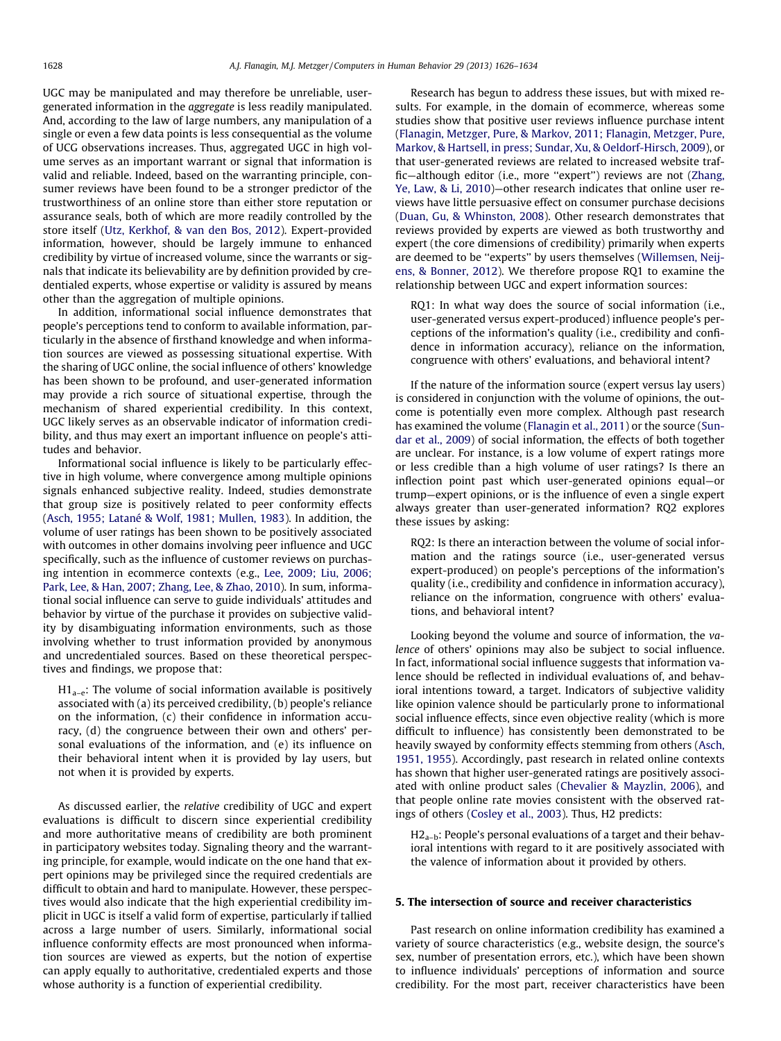UGC may be manipulated and may therefore be unreliable, user-generated information in the *aggregate* is less readily manipulated. And, according to the law of large numbers, any manipulation of a single or even a few data points is less consequential as the volume of UCG observations increases. Thus, aggregated UGC in high volume serves as an important warrant or signal that information is valid and reliable. Indeed, based on the warranting principle, consumer reviews have been found to be a stronger predictor of the trustworthiness of an online store than either store reputation or assurance seals, both of which are more readily controlled by the store itself (Utz, Kerkhof, & van den Bos, 2012). Expert-provided information, however, should be largely immune to enhanced credibility by virtue of increased volume, since the warrants or signals that indicate its believability are by definition provided by credentialed experts, whose expertise or validity is assured by means other than the aggregation of multiple opinions.

In addition, informational social influence demonstrates that people's perceptions tend to conform to available information, particularly in the absence of firsthand knowledge and when information sources are viewed as possessing situational expertise. With the sharing of UGC online, the social influence of others' knowledge has been shown to be profound, and user-generated information may provide a rich source of situational expertise, through the mechanism of shared experiential credibility. In this context, UGC likely serves as an observable indicator of information credibility, and thus may exert an important influence on people's attitudes and behavior.

Informational social influence is likely to be particularly effective in high volume, where convergence among multiple opinions signals enhanced subjective reality. Indeed, studies demonstrate that group size is positively related to peer conformity effects (Asch, 1955; Latané & Wolf, 1981; Mullen, 1983). In addition, the volume of user ratings has been shown to be positively associated with outcomes in other domains involving peer influence and UGC specifically, such as the influence of customer reviews on purchasing intention in ecommerce contexts (e.g., Lee, 2009; Liu, 2006; Park, Lee, & Han, 2007; Zhang, Lee, & Zhao, 2010). In sum, informational social influence can serve to guide individuals' attitudes and behavior by virtue of the purchase it provides on subjective validity by disambiguating information environments, such as those involving whether to trust information provided by anonymous and uncredentialed sources. Based on these theoretical perspectives and findings, we propose that:

> $H1_{a-e}$: The volume of social information available is positively associated with (a) its perceived credibility, (b) people's reliance on the information, (c) their confidence in information accuracy, (d) the congruence between their own and others' personal evaluations of the information, and (e) its influence on their behavioral intent when it is provided by lay users, but not when it is provided by experts.

As discussed earlier, the *relative* credibility of UGC and expert evaluations is difficult to discern since experiential credibility and more authoritative means of credibility are both prominent in participatory websites today. Signaling theory and the warranting principle, for example, would indicate on the one hand that expert opinions may be privileged since the required credentials are difficult to obtain and hard to manipulate. However, these perspectives would also indicate that the high experiential credibility implicit in UGC is itself a valid form of expertise, particularly if tallied across a large number of users. Similarly, informational social influence conformity effects are most pronounced when information sources are viewed as experts, but the notion of expertise can apply equally to authoritative, credentialed experts and those whose authority is a function of experiential credibility.

Research has begun to address these issues, but with mixed results. For example, in the domain of ecommerce, whereas some studies show that positive user reviews influence purchase intent (Flanagin, Metzger, Pure, & Markov, 2011; Flanagin, Metzger, Pure, Markov, & Hartsell, in press; Sundar, Xu, & Oeldorf-Hirsch, 2009), or that user-generated reviews are related to increased website traffic—although editor (i.e., more "expert") reviews are not (Zhang, Ye, Law, & Li, 2010)—other research indicates that online user reviews have little persuasive effect on consumer purchase decisions (Duan, Gu, & Whinston, 2008). Other research demonstrates that reviews provided by experts are viewed as both trustworthy and expert (the core dimensions of credibility) primarily when experts are deemed to be "experts" by users themselves (Willemsen, Neijens, & Bonner, 2012). We therefore propose RQ1 to examine the relationship between UGC and expert information sources:

> RQ1: In what way does the source of social information (i.e., user-generated versus expert-produced) influence people's perceptions of the information's quality (i.e., credibility and confidence in information accuracy), reliance on the information, congruence with others' evaluations, and behavioral intent?

If the nature of the information source (expert versus lay users) is considered in conjunction with the volume of opinions, the outcome is potentially even more complex. Although past research has examined the volume (Flanagin et al., 2011) or the source (Sundar et al., 2009) of social information, the effects of both together are unclear. For instance, is a low volume of expert ratings more or less credible than a high volume of user ratings? Is there an inflection point past which user-generated opinions equal—or trump—expert opinions, or is the influence of even a single expert always greater than user-generated information? RQ2 explores these issues by asking:

> RQ2: Is there an interaction between the volume of social information and the ratings source (i.e., user-generated versus expert-produced) on people's perceptions of the information's quality (i.e., credibility and confidence in information accuracy), reliance on the information, congruence with others' evaluations, and behavioral intent?

Looking beyond the volume and source of information, the *valence* of others' opinions may also be subject to social influence. In fact, informational social influence suggests that information valence should be reflected in individual evaluations of, and behavioral intentions toward, a target. Indicators of subjective validity like opinion valence should be particularly prone to informational social influence effects, since even objective reality (which is more difficult to influence) has consistently been demonstrated to be heavily swayed by conformity effects stemming from others (Asch, 1951, 1955). Accordingly, past research in related online contexts has shown that higher user-generated ratings are positively associated with online product sales (Chevalier & Mayzlin, 2006), and that people online rate movies consistent with the observed ratings of others (Cosley et al., 2003). Thus, H2 predicts:

> $H2_{a-b}$: People's personal evaluations of a target and their behavioral intentions with regard to it are positively associated with the valence of information about it provided by others.

## 5. The intersection of source and receiver characteristics

Past research on online information credibility has examined a variety of source characteristics (e.g., website design, the source's sex, number of presentation errors, etc.), which have been shown to influence individuals' perceptions of information and source credibility. For the most part, receiver characteristics have been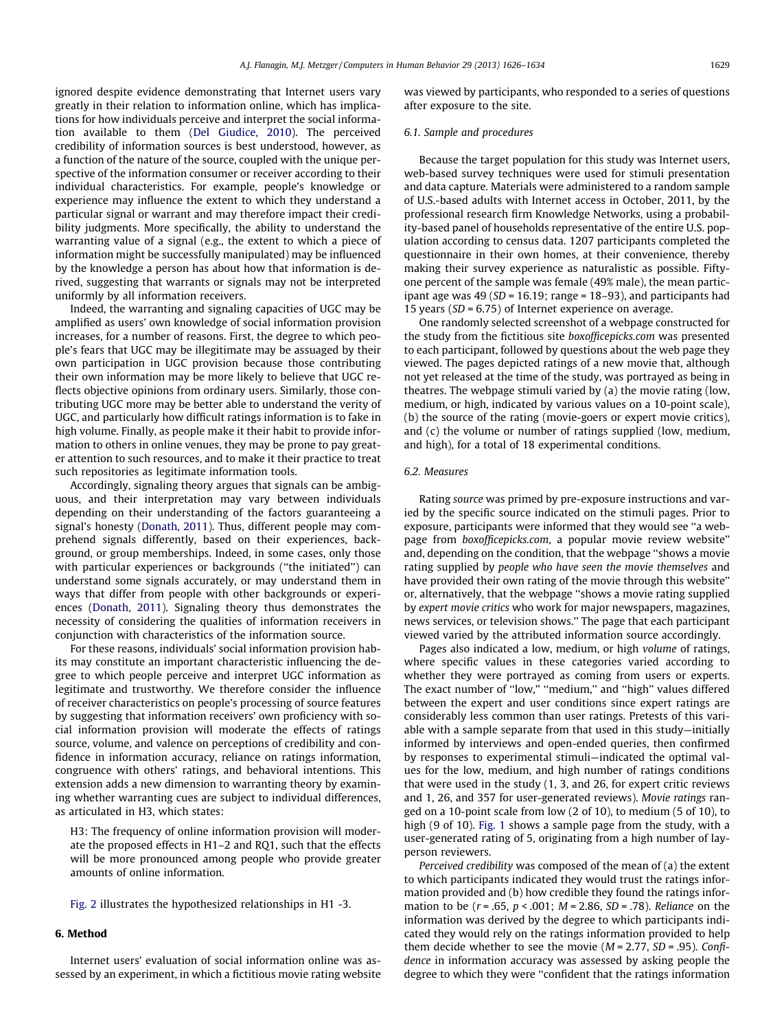ignored despite evidence demonstrating that Internet users vary greatly in their relation to information online, which has implications for how individuals perceive and interpret the social information available to them (Del Giudice, 2010). The perceived credibility of information sources is best understood, however, as a function of the nature of the source, coupled with the unique perspective of the information consumer or receiver according to their individual characteristics. For example, people's knowledge or experience may influence the extent to which they understand a particular signal or warrant and may therefore impact their credibility judgments. More specifically, the ability to understand the warranting value of a signal (e.g., the extent to which a piece of information might be successfully manipulated) may be influenced by the knowledge a person has about how that information is derived, suggesting that warrants or signals may not be interpreted uniformly by all information receivers.

Indeed, the warranting and signaling capacities of UGC may be amplified as users' own knowledge of social information provision increases, for a number of reasons. First, the degree to which people's fears that UGC may be illegitimate may be assuaged by their own participation in UGC provision because those contributing their own information may be more likely to believe that UGC reflects objective opinions from ordinary users. Similarly, those contributing UGC more may be better able to understand the verity of UGC, and particularly how difficult ratings information is to fake in high volume. Finally, as people make it their habit to provide information to others in online venues, they may be prone to pay greater attention to such resources, and to make it their practice to treat such repositories as legitimate information tools.

Accordingly, signaling theory argues that signals can be ambiguous, and their interpretation may vary between individuals depending on their understanding of the factors guaranteeing a signal's honesty (Donath, 2011). Thus, different people may comprehend signals differently, based on their experiences, background, or group memberships. Indeed, in some cases, only those with particular experiences or backgrounds (''the initiated'') can understand some signals accurately, or may understand them in ways that differ from people with other backgrounds or experiences (Donath, 2011). Signaling theory thus demonstrates the necessity of considering the qualities of information receivers in conjunction with characteristics of the information source.

For these reasons, individuals' social information provision habits may constitute an important characteristic influencing the degree to which people perceive and interpret UGC information as legitimate and trustworthy. We therefore consider the influence of receiver characteristics on people's processing of source features by suggesting that information receivers' own proficiency with social information provision will moderate the effects of ratings source, volume, and valence on perceptions of credibility and confidence in information accuracy, reliance on ratings information, congruence with others' ratings, and behavioral intentions. This extension adds a new dimension to warranting theory by examining whether warranting cues are subject to individual differences, as articulated in H3, which states:

> H3: The frequency of online information provision will moderate the proposed effects in H1–2 and RQ1, such that the effects will be more pronounced among people who provide greater amounts of online information.

Fig. 2 illustrates the hypothesized relationships in H1 -3.

## 6. Method

Internet users' evaluation of social information online was assessed by an experiment, in which a fictitious movie rating website was viewed by participants, who responded to a series of questions after exposure to the site.

### 6.1. Sample and procedures

Because the target population for this study was Internet users, web-based survey techniques were used for stimuli presentation and data capture. Materials were administered to a random sample of U.S.-based adults with Internet access in October, 2011, by the professional research firm Knowledge Networks, using a probability-based panel of households representative of the entire U.S. population according to census data. 1207 participants completed the questionnaire in their own homes, at their convenience, thereby making their survey experience as naturalistic as possible. Fifty-one percent of the sample was female (49% male), the mean participant age was 49 ($SD$ = 16.19; range = 18–93), and participants had 15 years ($SD$ = 6.75) of Internet experience on average.

One randomly selected screenshot of a webpage constructed for the study from the fictitious site *boxofficepicks.com* was presented to each participant, followed by questions about the web page they viewed. The pages depicted ratings of a new movie that, although not yet released at the time of the study, was portrayed as being in theatres. The webpage stimuli varied by (a) the movie rating (low, medium, or high, indicated by various values on a 10-point scale), (b) the source of the rating (movie-goers or expert movie critics), and (c) the volume or number of ratings supplied (low, medium, and high), for a total of 18 experimental conditions.

### 6.2. Measures

Rating *source* was primed by pre-exposure instructions and varied by the specific source indicated on the stimuli pages. Prior to exposure, participants were informed that they would see ''a webpage from *boxofficepicks.com*, a popular movie review website'' and, depending on the condition, that the webpage ''shows a movie rating supplied by *people who have seen the movie themselves* and have provided their own rating of the movie through this website'' or, alternatively, that the webpage ''shows a movie rating supplied by *expert movie critics* who work for major newspapers, magazines, news services, or television shows.'' The page that each participant viewed varied by the attributed information source accordingly.

Pages also indicated a low, medium, or high *volume* of ratings, where specific values in these categories varied according to whether they were portrayed as coming from users or experts. The exact number of ''low,'' ''medium,'' and ''high'' values differed between the expert and user conditions since expert ratings are considerably less common than user ratings. Pretests of this variable with a sample separate from that used in this study—initially informed by interviews and open-ended queries, then confirmed by responses to experimental stimuli—indicated the optimal values for the low, medium, and high number of ratings conditions that were used in the study (1, 3, and 26, for expert critic reviews and 1, 26, and 357 for user-generated reviews). *Movie ratings* ranged on a 10-point scale from low (2 of 10), to medium (5 of 10), to high (9 of 10). Fig. 1 shows a sample page from the study, with a user-generated rating of 5, originating from a high number of layperson reviewers.

*Perceived credibility* was composed of the mean of (a) the extent to which participants indicated they would trust the ratings information provided and (b) how credible they found the ratings information to be ($r$ = .65, $p$ < .001; $M$ = 2.86, $SD$ = .78). *Reliance* on the information was derived by the degree to which participants indicated they would rely on the ratings information provided to help them decide whether to see the movie ($M$ = 2.77, $SD$ = .95). *Confidence* in information accuracy was assessed by asking people the degree to which they were ''confident that the ratings information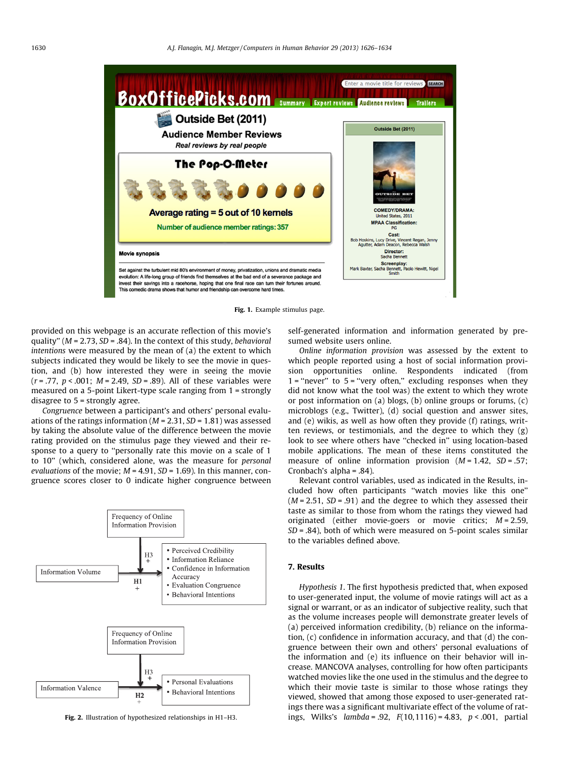Fig. 1. Example stimulus page.

provided on this webpage is an accurate reflection of this movie's quality" ($M = 2.73$, $SD = .84$). In the context of this study, *behavioral intentions* were measured by the mean of (a) the extent to which subjects indicated they would be likely to see the movie in question, and (b) how interested they were in seeing the movie ($r = .77$, $p < .001$; $M = 2.49$, $SD = .89$). All of these variables were measured on a 5-point Likert-type scale ranging from 1 = strongly disagree to 5 = strongly agree.

*Congruence* between a participant's and others' personal evaluations of the ratings information ($M = 2.31$, $SD = 1.81$) was assessed by taking the absolute value of the difference between the movie rating provided on the stimulus page they viewed and their response to a query to "personally rate this movie on a scale of 1 to 10" (which, considered alone, was the measure for *personal evaluations* of the movie; $M = 4.91$, $SD = 1.69$). In this manner, congruence scores closer to 0 indicate higher congruence between self-generated information and information generated by presumed website users online.

*Online information provision* was assessed by the extent to which people reported using a host of social information provision opportunities online. Respondents indicated (from 1 = "never" to 5 = "very often," excluding responses when they did not know what the tool was) the extent to which they wrote or post information on (a) blogs, (b) online groups or forums, (c) microblogs (e.g., Twitter), (d) social question and answer sites, and (e) wikis, as well as how often they provide (f) ratings, written reviews, or testimonials, and the degree to which they (g) look to see where others have "checked in" using location-based mobile applications. The mean of these items constituted the measure of online information provision ($M = 1.42$, $SD = .57$; Cronbach's alpha = .84).

Relevant control variables, used as indicated in the Results, included how often participants "watch movies like this one" ($M = 2.51$, $SD = .91$) and the degree to which they assessed their taste as similar to those from whom the ratings they viewed had originated (either movie-goers or movie critics; $M = 2.59$, $SD = .84$), both of which were measured on 5-point scales similar to the variables defined above.

Fig. 2. Illustration of hypothesized relationships in H1–H3.

## 7. Results

*Hypothesis 1*. The first hypothesis predicted that, when exposed to user-generated input, the volume of movie ratings will act as a signal or warrant, or as an indicator of subjective reality, such that as the volume increases people will demonstrate greater levels of (a) perceived information credibility, (b) reliance on the information, (c) confidence in information accuracy, and that (d) the congruence between their own and others' personal evaluations of the information and (e) its influence on their behavior will increase. MANCOVA analyses, controlling for how often participants watched movies like the one used in the stimulus and the degree to which their movie taste is similar to those whose ratings they viewed, showed that among those exposed to user-generated ratings there was a significant multivariate effect of the volume of ratings, Wilks's *lambda* = .92, $F(10, 1116) = 4.83$, $p < .001$, partial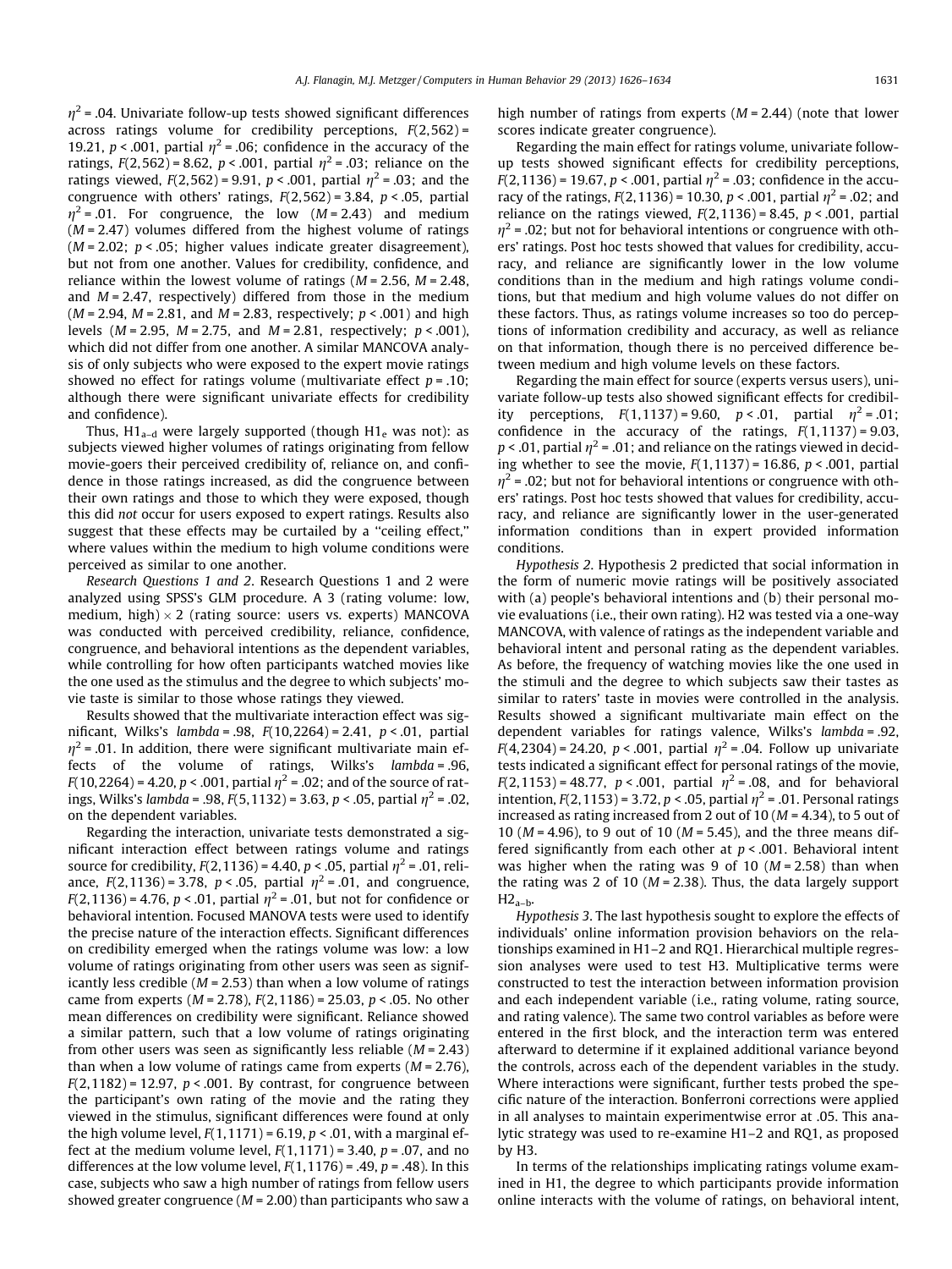$\eta^2 = .04$. Univariate follow-up tests showed significant differences across ratings volume for credibility perceptions, $F(2,562) = 19.21$, $p < .001$, partial $\eta^2 = .06$; confidence in the accuracy of the ratings, $F(2,562) = 8.62$, $p < .001$, partial $\eta^2 = .03$; reliance on the ratings viewed, $F(2,562) = 9.91$, $p < .001$, partial $\eta^2 = .03$; and the congruence with others' ratings, $F(2,562) = 3.84$, $p < .05$, partial $\eta^2 = .01$. For congruence, the low ($M = 2.43$) and medium ($M = 2.47$) volumes differed from the highest volume of ratings ($M = 2.02$; $p < .05$; higher values indicate greater disagreement), but not from one another. Values for credibility, confidence, and reliance within the lowest volume of ratings ($M = 2.56$, $M = 2.48$, and $M = 2.47$, respectively) differed from those in the medium ($M = 2.94$, $M = 2.81$, and $M = 2.83$, respectively; $p < .001$) and high levels ($M = 2.95$, $M = 2.75$, and $M = 2.81$, respectively; $p < .001$), which did not differ from one another. A similar MANCOVA analysis of only subjects who were exposed to the expert movie ratings showed no effect for ratings volume (multivariate effect $p = .10$; although there were significant univariate effects for credibility and confidence).

Thus, $H1_{a–d}$ were largely supported (though $H1_e$ was not): as subjects viewed higher volumes of ratings originating from fellow movie-goers their perceived credibility of, reliance on, and confidence in those ratings increased, as did the congruence between their own ratings and those to which they were exposed, though this did *not* occur for users exposed to expert ratings. Results also suggest that these effects may be curtailed by a "ceiling effect," where values within the medium to high volume conditions were perceived as similar to one another.

*Research Questions 1 and 2*. Research Questions 1 and 2 were analyzed using SPSS's GLM procedure. A 3 (rating volume: low, medium, high) × 2 (rating source: users vs. experts) MANCOVA was conducted with perceived credibility, reliance, confidence, congruence, and behavioral intentions as the dependent variables, while controlling for how often participants watched movies like the one used as the stimulus and the degree to which subjects' movie taste is similar to those whose ratings they viewed.

Results showed that the multivariate interaction effect was significant, Wilks's *lambda* = .98, $F(10,2264) = 2.41$, $p < .01$, partial $\eta^2 = .01$. In addition, there were significant multivariate main effects of the volume of ratings, Wilks's *lambda* = .96, $F(10,2264) = 4.20$, $p < .001$, partial $\eta^2 = .02$; and of the source of ratings, Wilks's *lambda* = .98, $F(5,1132) = 3.63$, $p < .05$, partial $\eta^2 = .02$, on the dependent variables.

Regarding the interaction, univariate tests demonstrated a significant interaction effect between ratings volume and ratings source for credibility, $F(2,1136) = 4.40$, $p < .05$, partial $\eta^2 = .01$, reliance, $F(2,1136) = 3.78$, $p < .05$, partial $\eta^2 = .01$, and congruence, $F(2,1136) = 4.76$, $p < .01$, partial $\eta^2 = .01$, but not for confidence or behavioral intention. Focused MANOVA tests were used to identify the precise nature of the interaction effects. Significant differences on credibility emerged when the ratings volume was low: a low volume of ratings originating from other users was seen as significantly less credible ($M = 2.53$) than when a low volume of ratings came from experts ($M = 2.78$), $F(2,1186) = 25.03$, $p < .05$. No other mean differences on credibility were significant. Reliance showed a similar pattern, such that a low volume of ratings originating from other users was seen as significantly less reliable ($M = 2.43$) than when a low volume of ratings came from experts ($M = 2.76$), $F(2,1182) = 12.97$, $p < .001$. By contrast, for congruence between the participant's own rating of the movie and the rating they viewed in the stimulus, significant differences were found at only the high volume level, $F(1,1171) = 6.19$, $p < .01$, with a marginal effect at the medium volume level, $F(1,1171) = 3.40$, $p = .07$, and no differences at the low volume level, $F(1,1176) = .49$, $p = .48$). In this case, subjects who saw a high number of ratings from fellow users showed greater congruence ($M = 2.00$) than participants who saw a high number of ratings from experts ($M = 2.44$) (note that lower scores indicate greater congruence).

Regarding the main effect for ratings volume, univariate follow-up tests showed significant effects for credibility perceptions, $F(2,1136) = 19.67$, $p < .001$, partial $\eta^2 = .03$; confidence in the accuracy of the ratings, $F(2,1136) = 10.30$, $p < .001$, partial $\eta^2 = .02$; and reliance on the ratings viewed, $F(2,1136) = 8.45$, $p < .001$, partial $\eta^2 = .02$; but not for behavioral intentions or congruence with others' ratings. Post hoc tests showed that values for credibility, accuracy, and reliance are significantly lower in the low volume conditions than in the medium and high ratings volume conditions, but that medium and high volume values do not differ on these factors. Thus, as ratings volume increases so too do perceptions of information credibility and accuracy, as well as reliance on that information, though there is no perceived difference between medium and high volume levels on these factors.

Regarding the main effect for source (experts versus users), univariate follow-up tests also showed significant effects for credibility perceptions, $F(1,1137) = 9.60$, $p < .01$, partial $\eta^2 = .01$; confidence in the accuracy of the ratings, $F(1,1137) = 9.03$, $p < .01$, partial $\eta^2 = .01$; and reliance on the ratings viewed in deciding whether to see the movie, $F(1,1137) = 16.86$, $p < .001$, partial $\eta^2 = .02$; but not for behavioral intentions or congruence with others' ratings. Post hoc tests showed that values for credibility, accuracy, and reliance are significantly lower in the user-generated information conditions than in expert provided information conditions.

*Hypothesis 2*. Hypothesis 2 predicted that social information in the form of numeric movie ratings will be positively associated with (a) people's behavioral intentions and (b) their personal movie evaluations (i.e., their own rating). H2 was tested via a one-way MANCOVA, with valence of ratings as the independent variable and behavioral intent and personal rating as the dependent variables. As before, the frequency of watching movies like the one used in the stimuli and the degree to which subjects saw their tastes as similar to raters' taste in movies were controlled in the analysis. Results showed a significant multivariate main effect on the dependent variables for ratings valence, Wilks's *lambda* = .92, $F(4,2304) = 24.20$, $p < .001$, partial $\eta^2 = .04$. Follow up univariate tests indicated a significant effect for personal ratings of the movie, $F(2,1153) = 48.77$, $p < .001$, partial $\eta^2 = .08$, and for behavioral intention, $F(2,1153) = 3.72$, $p < .05$, partial $\eta^2 = .01$. Personal ratings increased as rating increased from 2 out of 10 ($M = 4.34$), to 5 out of 10 ($M = 4.96$), to 9 out of 10 ($M = 5.45$), and the three means differed significantly from each other at $p < .001$. Behavioral intent was higher when the rating was 9 of 10 ($M = 2.58$) than when the rating was 2 of 10 ($M = 2.38$). Thus, the data largely support $H2_{a–b}$.

*Hypothesis 3*. The last hypothesis sought to explore the effects of individuals' online information provision behaviors on the relationships examined in H1–2 and RQ1. Hierarchical multiple regression analyses were used to test H3. Multiplicative terms were constructed to test the interaction between information provision and each independent variable (i.e., rating volume, rating source, and rating valence). The same two control variables as before were entered in the first block, and the interaction term was entered afterward to determine if it explained additional variance beyond the controls, across each of the dependent variables in the study. Where interactions were significant, further tests probed the specific nature of the interaction. Bonferroni corrections were applied in all analyses to maintain experimentwise error at .05. This analytic strategy was used to re-examine H1–2 and RQ1, as proposed by H3.

In terms of the relationships implicating ratings volume examined in H1, the degree to which participants provide information online interacts with the volume of ratings, on behavioral intent,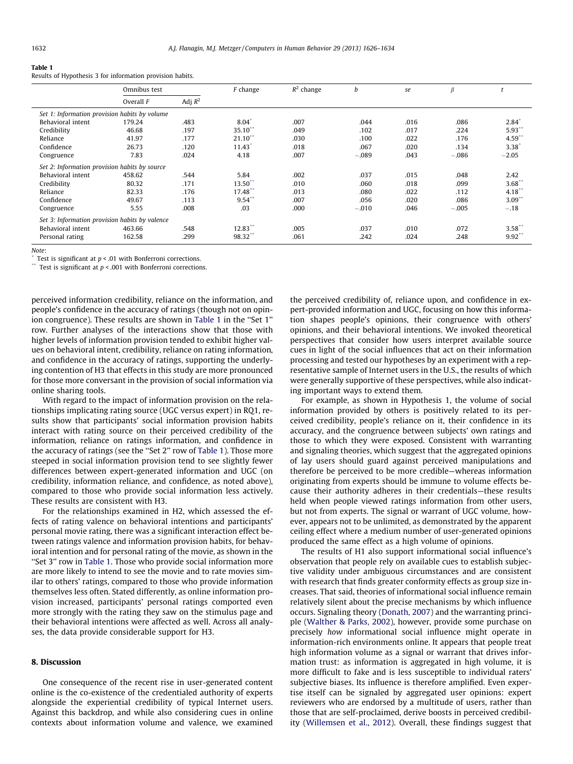**Table 1**
Results of Hypothesis 3 for information provision habits.

| | Omnibus test | | F change | $R^2$ change | b | se | $\beta$ | t |
|---|---|---|---|---|---|---|---|---|
| | Overall F | Adj $R^2$ | | | | | | |
| *Set 1: Information provision habits by volume* | | | | | | | | |
| Behavioral intent | 179.24 | .483 | 8.04* | .007 | .044 | .016 | .086 | 2.84* |
| Credibility | 46.68 | .197 | 35.10** | .049 | .102 | .017 | .224 | 5.93** |
| Reliance | 41.97 | .177 | 21.10** | .030 | .100 | .022 | .176 | 4.59** |
| Confidence | 26.73 | .120 | 11.43* | .018 | .067 | .020 | .134 | 3.38* |
| Congruence | 7.83 | .024 | 4.18 | .007 | −.089 | .043 | −.086 | −2.05 |
| *Set 2: Information provision habits by source* | | | | | | | | |
| Behavioral intent | 458.62 | .544 | 5.84 | .002 | .037 | .015 | .048 | 2.42 |
| Credibility | 80.32 | .171 | 13.50** | .010 | .060 | .018 | .099 | 3.68** |
| Reliance | 82.33 | .176 | 17.48** | .013 | .080 | .022 | .112 | 4.18** |
| Confidence | 49.67 | .113 | 9.54** | .007 | .056 | .020 | .086 | 3.09** |
| Congruence | 5.55 | .008 | .03 | .000 | −.010 | .046 | −.005 | −.18 |
| *Set 3: Information provision habits by valence* | | | | | | | | |
| Behavioral intent | 463.66 | .548 | 12.83** | .005 | .037 | .010 | .072 | 3.58** |
| Personal rating | 162.58 | .299 | 98.32** | .061 | .242 | .024 | .248 | 9.92** |

*Note:*
\* Test is significant at $p < .01$ with Bonferroni corrections.
\*\* Test is significant at $p < .001$ with Bonferroni corrections.

perceived information credibility, reliance on the information, and people's confidence in the accuracy of ratings (though not on opinion congruence). These results are shown in Table 1 in the "Set 1" row. Further analyses of the interactions show that those with higher levels of information provision tended to exhibit higher values on behavioral intent, credibility, reliance on rating information, and confidence in the accuracy of ratings, supporting the underlying contention of H3 that effects in this study are more pronounced for those more conversant in the provision of social information via online sharing tools.

With regard to the impact of information provision on the relationships implicating rating source (UGC versus expert) in RQ1, results show that participants' social information provision habits interact with rating source on their perceived credibility of the information, reliance on ratings information, and confidence in the accuracy of ratings (see the "Set 2" row of Table 1). Those more steeped in social information provision tend to see slightly fewer differences between expert-generated information and UGC (on credibility, information reliance, and confidence, as noted above), compared to those who provide social information less actively. These results are consistent with H3.

For the relationships examined in H2, which assessed the effects of rating valence on behavioral intentions and participants' personal movie rating, there was a significant interaction effect between ratings valence and information provision habits, for behavioral intention and for personal rating of the movie, as shown in the "Set 3" row in Table 1. Those who provide social information more are more likely to intend to see the movie and to rate movies similar to others' ratings, compared to those who provide information themselves less often. Stated differently, as online information provision increased, participants' personal ratings comported even more strongly with the rating they saw on the stimulus page and their behavioral intentions were affected as well. Across all analyses, the data provide considerable support for H3.

## 8. Discussion

One consequence of the recent rise in user-generated content online is the co-existence of the credentialed authority of experts alongside the experiential credibility of typical Internet users. Against this backdrop, and while also considering cues in online contexts about information volume and valence, we examined the perceived credibility of, reliance upon, and confidence in expert-provided information and UGC, focusing on how this information shapes people's opinions, their congruence with others' opinions, and their behavioral intentions. We invoked theoretical perspectives that consider how users interpret available source cues in light of the social influences that act on their information processing and tested our hypotheses by an experiment with a representative sample of Internet users in the U.S., the results of which were generally supportive of these perspectives, while also indicating important ways to extend them.

For example, as shown in Hypothesis 1, the volume of social information provided by others is positively related to its perceived credibility, people's reliance on it, their confidence in its accuracy, and the congruence between subjects' own ratings and those to which they were exposed. Consistent with warranting and signaling theories, which suggest that the aggregated opinions of lay users should guard against perceived manipulations and therefore be perceived to be more credible—whereas information originating from experts should be immune to volume effects because their authority adheres in their credentials—these results held when people viewed ratings information from other users, but not from experts. The signal or warrant of UGC volume, however, appears not to be unlimited, as demonstrated by the apparent ceiling effect where a medium number of user-generated opinions produced the same effect as a high volume of opinions.

The results of H1 also support informational social influence's observation that people rely on available cues to establish subjective validity under ambiguous circumstances and are consistent with research that finds greater conformity effects as group size increases. That said, theories of informational social influence remain relatively silent about the precise mechanisms by which influence occurs. Signaling theory (Donath, 2007) and the warranting principle (Walther & Parks, 2002), however, provide some purchase on precisely *how* informational social influence might operate in information-rich environments online. It appears that people treat high information volume as a signal or warrant that drives information trust: as information is aggregated in high volume, it is more difficult to fake and is less susceptible to individual raters' subjective biases. Its influence is therefore amplified. Even expertise itself can be signaled by aggregated user opinions: expert reviewers who are endorsed by a multitude of users, rather than those that are self-proclaimed, derive boosts in perceived credibility (Willemsen et al., 2012). Overall, these findings suggest that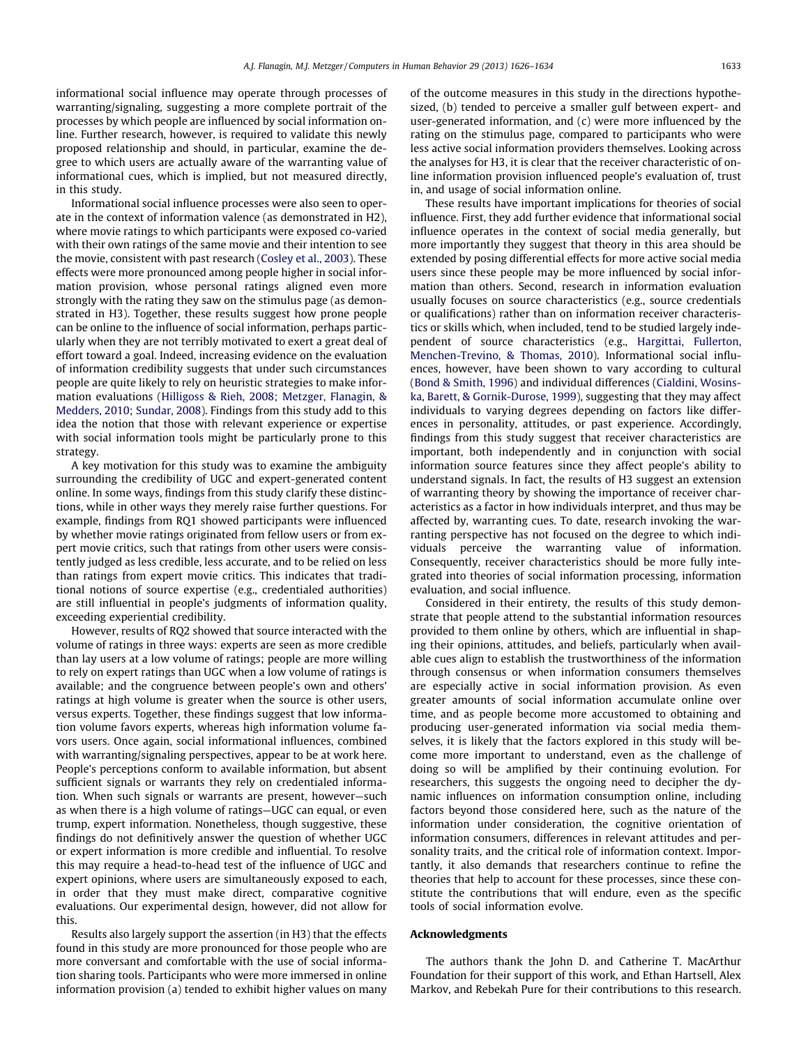informational social influence may operate through processes of warranting/signaling, suggesting a more complete portrait of the processes by which people are influenced by social information online. Further research, however, is required to validate this newly proposed relationship and should, in particular, examine the degree to which users are actually aware of the warranting value of informational cues, which is implied, but not measured directly, in this study.

Informational social influence processes were also seen to operate in the context of information valence (as demonstrated in H2), where movie ratings to which participants were exposed co-varied with their own ratings of the same movie and their intention to see the movie, consistent with past research (Cosley et al., 2003). These effects were more pronounced among people higher in social information provision, whose personal ratings aligned even more strongly with the rating they saw on the stimulus page (as demonstrated in H3). Together, these results suggest how prone people can be online to the influence of social information, perhaps particularly when they are not terribly motivated to exert a great deal of effort toward a goal. Indeed, increasing evidence on the evaluation of information credibility suggests that under such circumstances people are quite likely to rely on heuristic strategies to make information evaluations (Hilligoss & Rieh, 2008; Metzger, Flanagin, & Medders, 2010; Sundar, 2008). Findings from this study add to this idea the notion that those with relevant experience or expertise with social information tools might be particularly prone to this strategy.

A key motivation for this study was to examine the ambiguity surrounding the credibility of UGC and expert-generated content online. In some ways, findings from this study clarify these distinctions, while in other ways they merely raise further questions. For example, findings from RQ1 showed participants were influenced by whether movie ratings originated from fellow users or from expert movie critics, such that ratings from other users were consistently judged as less credible, less accurate, and to be relied on less than ratings from expert movie critics. This indicates that traditional notions of source expertise (e.g., credentialed authorities) are still influential in people's judgments of information quality, exceeding experiential credibility.

However, results of RQ2 showed that source interacted with the volume of ratings in three ways: experts are seen as more credible than lay users at a low volume of ratings; people are more willing to rely on expert ratings than UGC when a low volume of ratings is available; and the congruence between people's own and others' ratings at high volume is greater when the source is other users, versus experts. Together, these findings suggest that low information volume favors experts, whereas high information volume favors users. Once again, social informational influences, combined with warranting/signaling perspectives, appear to be at work here. People's perceptions conform to available information, but absent sufficient signals or warrants they rely on credentialed information. When such signals or warrants are present, however—such as when there is a high volume of ratings—UGC can equal, or even trump, expert information. Nonetheless, though suggestive, these findings do not definitively answer the question of whether UGC or expert information is more credible and influential. To resolve this may require a head-to-head test of the influence of UGC and expert opinions, where users are simultaneously exposed to each, in order that they must make direct, comparative cognitive evaluations. Our experimental design, however, did not allow for this.

Results also largely support the assertion (in H3) that the effects found in this study are more pronounced for those people who are more conversant and comfortable with the use of social information sharing tools. Participants who were more immersed in online information provision (a) tended to exhibit higher values on many of the outcome measures in this study in the directions hypothesized, (b) tended to perceive a smaller gulf between expert- and user-generated information, and (c) were more influenced by the rating on the stimulus page, compared to participants who were less active social information providers themselves. Looking across the analyses for H3, it is clear that the receiver characteristic of online information provision influenced people's evaluation of, trust in, and usage of social information online.

These results have important implications for theories of social influence. First, they add further evidence that informational social influence operates in the context of social media generally, but more importantly they suggest that theory in this area should be extended by posing differential effects for more active social media users since these people may be more influenced by social information than others. Second, research in information evaluation usually focuses on source characteristics (e.g., source credentials or qualifications) rather than on information receiver characteristics or skills which, when included, tend to be studied largely independent of source characteristics (e.g., Hargittai, Fullerton, Menchen-Trevino, & Thomas, 2010). Informational social influences, however, have been shown to vary according to cultural (Bond & Smith, 1996) and individual differences (Cialdini, Wosinska, Barett, & Gornik-Durose, 1999), suggesting that they may affect individuals to varying degrees depending on factors like differences in personality, attitudes, or past experience. Accordingly, findings from this study suggest that receiver characteristics are important, both independently and in conjunction with social information source features since they affect people's ability to understand signals. In fact, the results of H3 suggest an extension of warranting theory by showing the importance of receiver characteristics as a factor in how individuals interpret, and thus may be affected by, warranting cues. To date, research invoking the warranting perspective has not focused on the degree to which individuals perceive the warranting value of information. Consequently, receiver characteristics should be more fully integrated into theories of social information processing, information evaluation, and social influence.

Considered in their entirety, the results of this study demonstrate that people attend to the substantial information resources provided to them online by others, which are influential in shaping their opinions, attitudes, and beliefs, particularly when available cues align to establish the trustworthiness of the information through consensus or when information consumers themselves are especially active in social information provision. As even greater amounts of social information accumulate online over time, and as people become more accustomed to obtaining and producing user-generated information via social media themselves, it is likely that the factors explored in this study will become more important to understand, even as the challenge of doing so will be amplified by their continuing evolution. For researchers, this suggests the ongoing need to decipher the dynamic influences on information consumption online, including factors beyond those considered here, such as the nature of the information under consideration, the cognitive orientation of information consumers, differences in relevant attitudes and personality traits, and the critical role of information context. Importantly, it also demands that researchers continue to refine the theories that help to account for these processes, since these constitute the contributions that will endure, even as the specific tools of social information evolve.

## Acknowledgments

The authors thank the John D. and Catherine T. MacArthur Foundation for their support of this work, and Ethan Hartsell, Alex Markov, and Rebekah Pure for their contributions to this research.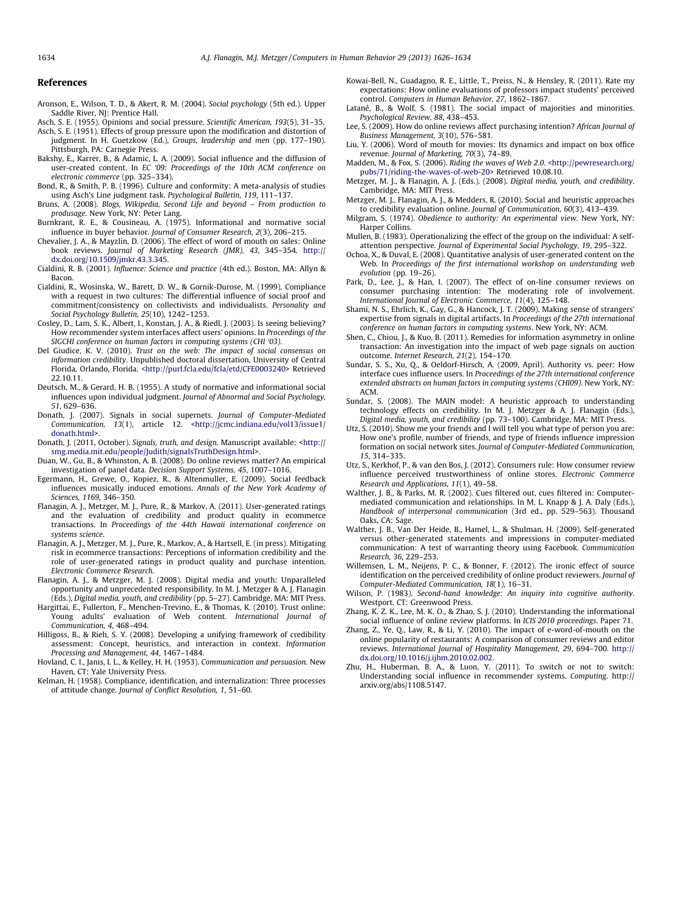## References

Aronson, E., Wilson, T. D., & Akert, R. M. (2004). *Social psychology* (5th ed.). Upper Saddle River, NJ: Prentice Hall.

Asch, S. E. (1955). Opinions and social pressure. *Scientific American, 193*(5), 31–35.

Asch, S. E. (1951). Effects of group pressure upon the modification and distortion of judgment. In H. Guetzkow (Ed.), *Groups, leadership and men* (pp. 177–190). Pittsburgh, PA: Carnegie Press.

Bakshy, E., Karrer, B., & Adamic, L. A. (2009). Social influence and the diffusion of user-created content. In *EC '09: Proceedings of the 10th ACM conference on electronic commerce* (pp. 325–334).

Bond, R., & Smith, P. B. (1996). Culture and conformity: A meta-analysis of studies using Asch's Line judgment task. *Psychological Bulletin, 119*, 111–137.

Bruns, A. (2008). *Blogs, Wikipedia, Second Life and beyond – From production to produsage*. New York, NY: Peter Lang.

Burnkrant, R. E., & Cousineau, A. (1975). Informational and normative social influence in buyer behavior. *Journal of Consumer Research, 2*(3), 206–215.

Chevalier, J. A., & Mayzlin, D. (2006). The effect of word of mouth on sales: Online book reviews. *Journal of Marketing Research (JMR), 43*, 345–354. http://dx.doi.org/10.1509/jmkr.43.3.345.

Cialdini, R. B. (2001). *Influence: Science and practice* (4th ed.). Boston, MA: Allyn & Bacon.

Cialdini, R., Wosinska, W., Barett, D. W., & Gornik-Durose, M. (1999). Compliance with a request in two cultures: The differential influence of social proof and commitment/consistency on collectivists and individualists. *Personality and Social Psychology Bulletin, 25*(10), 1242–1253.

Cosley, D., Lam, S. K., Albert, I., Konstan, J. A., & Riedl, J. (2003). Is seeing believing? How recommender system interfaces affect users' opinions. In *Proceedings of the SIGCHI conference on human factors in computing systems (CHI '03)*.

Del Giudice, K. V. (2010). *Trust on the web: The impact of social consensus on information credibility*. Unpublished doctoral dissertation, University of Central Florida, Orlando, Florida. <http://purl.fcla.edu/fcla/etd/CFE0003240> Retrieved 22.10.11.

Deutsch, M., & Gerard, H. B. (1955). A study of normative and informational social influences upon individual judgment. *Journal of Abnormal and Social Psychology, 51*, 629–636.

Donath, J. (2007). Signals in social supernets. *Journal of Computer-Mediated Communication, 13*(1), article 12. <http://jcmc.indiana.edu/vol13/issue1/donath.html>.

Donath, J. (2011, October). *Signals, truth, and design*. Manuscript available: <http://smg.media.mit.edu/people/Judith/signalsTruthDesign.html>.

Duan, W., Gu, B., & Whinston, A. B. (2008). Do online reviews matter? An empirical investigation of panel data. *Decision Support Systems, 45*, 1007–1016.

Egermann, H., Grewe, O., Kopiez, R., & Altenmuller, E. (2009). Social feedback influences musically induced emotions. *Annals of the New York Academy of Sciences, 1169*, 346–350.

Flanagin, A. J., Metzger, M. J., Pure, R., & Markov, A. (2011). User-generated ratings and the evaluation of credibility and product quality in ecommerce transactions. In *Proceedings of the 44th Hawaii international conference on systems science*.

Flanagin, A. J., Metzger, M. J., Pure, R., Markov, A., & Hartsell, E. (in press). Mitigating risk in ecommerce transactions: Perceptions of information credibility and the role of user-generated ratings in product quality and purchase intention. *Electronic Commerce Research*.

Flanagin, A. J., & Metzger, M. J. (2008). Digital media and youth: Unparalleled opportunity and unprecedented responsibility. In M. J. Metzger & A. J. Flanagin (Eds.), *Digital media, youth, and credibility* (pp. 5–27). Cambridge, MA: MIT Press.

Hargittai, E., Fullerton, F., Menchen-Trevino, E., & Thomas, K. (2010). Trust online: Young adults' evaluation of Web content. *International Journal of Communication, 4*, 468–494.

Hilligoss, B., & Rieh, S. Y. (2008). Developing a unifying framework of credibility assessment: Concept, heuristics, and interaction in context. *Information Processing and Management, 44*, 1467–1484.

Hovland, C. I., Janis, I. L., & Kelley, H. H. (1953). *Communication and persuasion*. New Haven, CT: Yale University Press.

Kelman, H. (1958). Compliance, identification, and internalization: Three processes of attitude change. *Journal of Conflict Resolution, 1*, 51–60.

Kowai-Bell, N., Guadagno, R. E., Little, T., Preiss, N., & Hensley, R. (2011). Rate my expectations: How online evaluations of professors impact students' perceived control. *Computers in Human Behavior, 27*, 1862–1867.

Latané, B., & Wolf, S. (1981). The social impact of majorities and minorities. *Psychological Review, 88*, 438–453.

Lee, S. (2009). How do online reviews affect purchasing intention? *African Journal of Business Management, 3*(10), 576–581.

Liu, Y. (2006). Word of mouth for movies: Its dynamics and impact on box office revenue. *Journal of Marketing, 70*(3), 74–89.

Madden, M., & Fox, S. (2006). *Riding the waves of Web 2.0*. <http://pewresearch.org/pubs/71/riding-the-waves-of-web-20> Retrieved 10.08.10.

Metzger, M. J., & Flanagin, A. J. (Eds.). (2008). *Digital media, youth, and credibility*. Cambridge, MA: MIT Press.

Metzger, M. J., Flanagin, A. J., & Medders, R. (2010). Social and heuristic approaches to credibility evaluation online. *Journal of Communication, 60*(3), 413–439.

Milgram, S. (1974). *Obedience to authority: An experimental view*. New York, NY: Harper Collins.

Mullen, B. (1983). Operationalizing the effect of the group on the individual: A self-attention perspective. *Journal of Experimental Social Psychology, 19*, 295–322.

Ochoa, X., & Duval, E. (2008). Quantitative analysis of user-generated content on the Web. In *Proceedings of the first international workshop on understanding web evolution* (pp. 19–26).

Park, D., Lee, J., & Han, I. (2007). The effect of on-line consumer reviews on consumer purchasing intention: The moderating role of involvement. *International Journal of Electronic Commerce, 11*(4), 125–148.

Shami, N. S., Ehrlich, K., Gay, G., & Hancock, J. T. (2009). Making sense of strangers' expertise from signals in digital artifacts. In *Proceedings of the 27th international conference on human factors in computing systems*. New York, NY: ACM.

Shen, C., Chiou, J., & Kuo, B. (2011). Remedies for information asymmetry in online transaction: An investigation into the impact of web page signals on auction outcome. *Internet Research, 21*(2), 154–170.

Sundar, S. S., Xu, Q., & Oeldorf-Hirsch, A. (2009, April). Authority vs. peer: How interface cues influence users. In *Proceedings of the 27th international conference extended abstracts on human factors in computing systems (CHI09)*. New York, NY: ACM.

Sundar, S. (2008). The MAIN model: A heuristic approach to understanding technology effects on credibility. In M. J. Metzger & A. J. Flanagin (Eds.), *Digital media, youth, and credibility* (pp. 73–100). Cambridge, MA: MIT Press.

Utz, S. (2010). Show me your friends and I will tell you what type of person you are: How one's profile, number of friends, and type of friends influence impression formation on social network sites. *Journal of Computer-Mediated Communication, 15*, 314–335.

Utz, S., Kerkhof, P., & van den Bos, J. (2012). Consumers rule: How consumer review influence perceived trustworthiness of online stores. *Electronic Commerce Research and Applications, 11*(1), 49–58.

Walther, J. B., & Parks, M. R. (2002). Cues filtered out, cues filtered in: Computer-mediated communication and relationships. In M. L. Knapp & J. A. Daly (Eds.), *Handbook of interpersonal communication* (3rd ed., pp. 529–563). Thousand Oaks, CA: Sage.

Walther, J. B., Van Der Heide, B., Hamel, L., & Shulman, H. (2009). Self-generated versus other-generated statements and impressions in computer-mediated communication: A test of warranting theory using Facebook. *Communication Research, 36*, 229–253.

Willemsen, L. M., Neijens, P. C., & Bonner, F. (2012). The ironic effect of source identification on the perceived credibility of online product reviewers. *Journal of Computer-Mediated Communication, 18*(1), 16–31.

Wilson, P. (1983). *Second-hand knowledge: An inquiry into cognitive authority*. Westport, CT: Greenwood Press.

Zhang, K. Z. K., Lee, M. K. O., & Zhao, S. J. (2010). Understanding the informational social influence of online review platforms. In *ICIS 2010 proceedings*. Paper 71.

Zhang, Z., Ye, Q., Law, R., & Li, Y. (2010). The impact of e-word-of-mouth on the online popularity of restaurants: A comparison of consumer reviews and editor reviews. *International Journal of Hospitality Management, 29*, 694–700. http://dx.doi.org/10.1016/j.ijhm.2010.02.002.

Zhu, H., Huberman, B. A., & Luon, Y. (2011). To switch or not to switch: Understanding social influence in recommender systems. *Computing*. http://arxiv.org/abs/1108.5147.